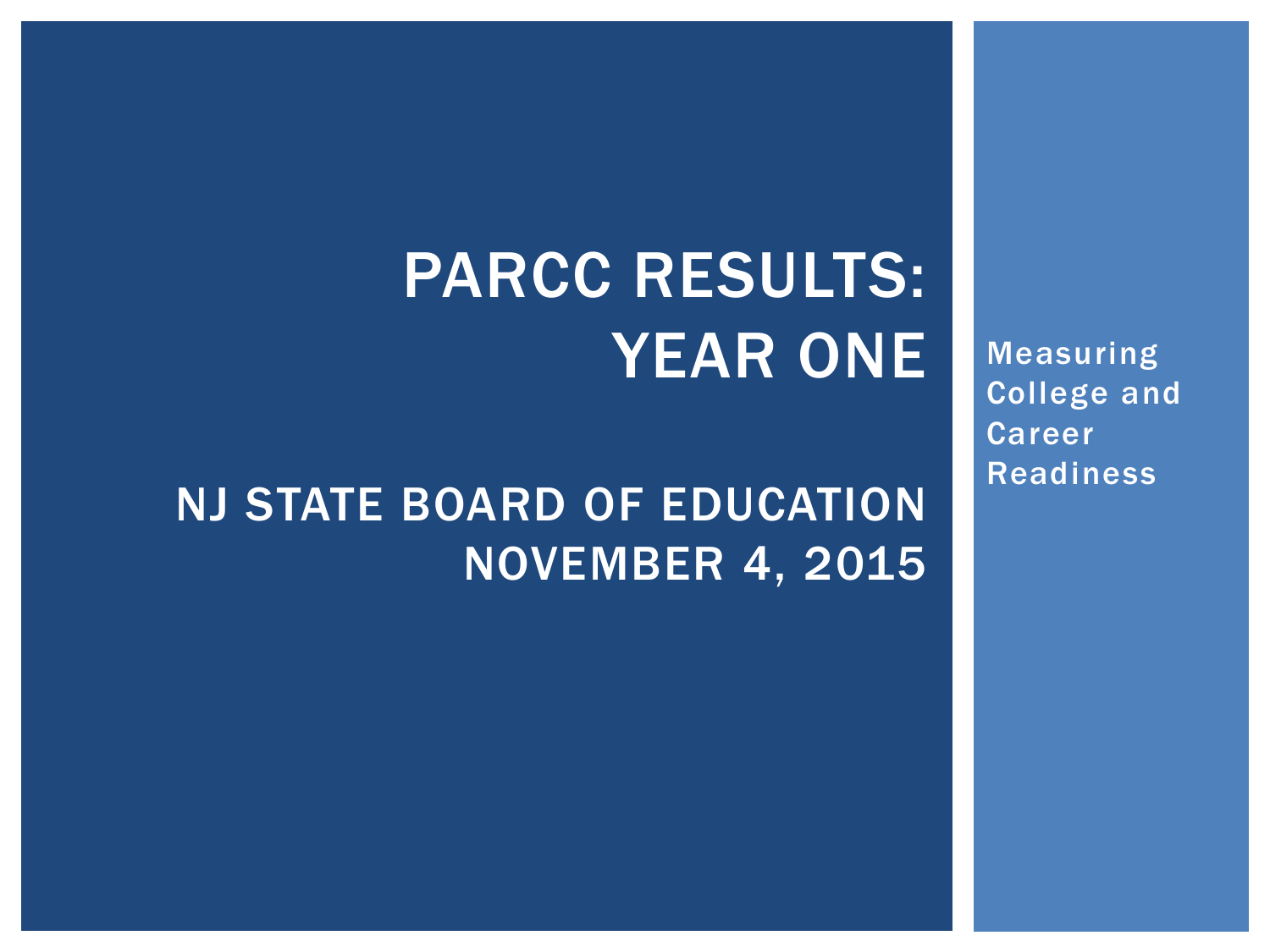# PARCC RESULTS: YEAR ONE

## NJ STATE BOARD OF EDUCATION
## NOVEMBER 4, 2015

Measuring College and Career Readiness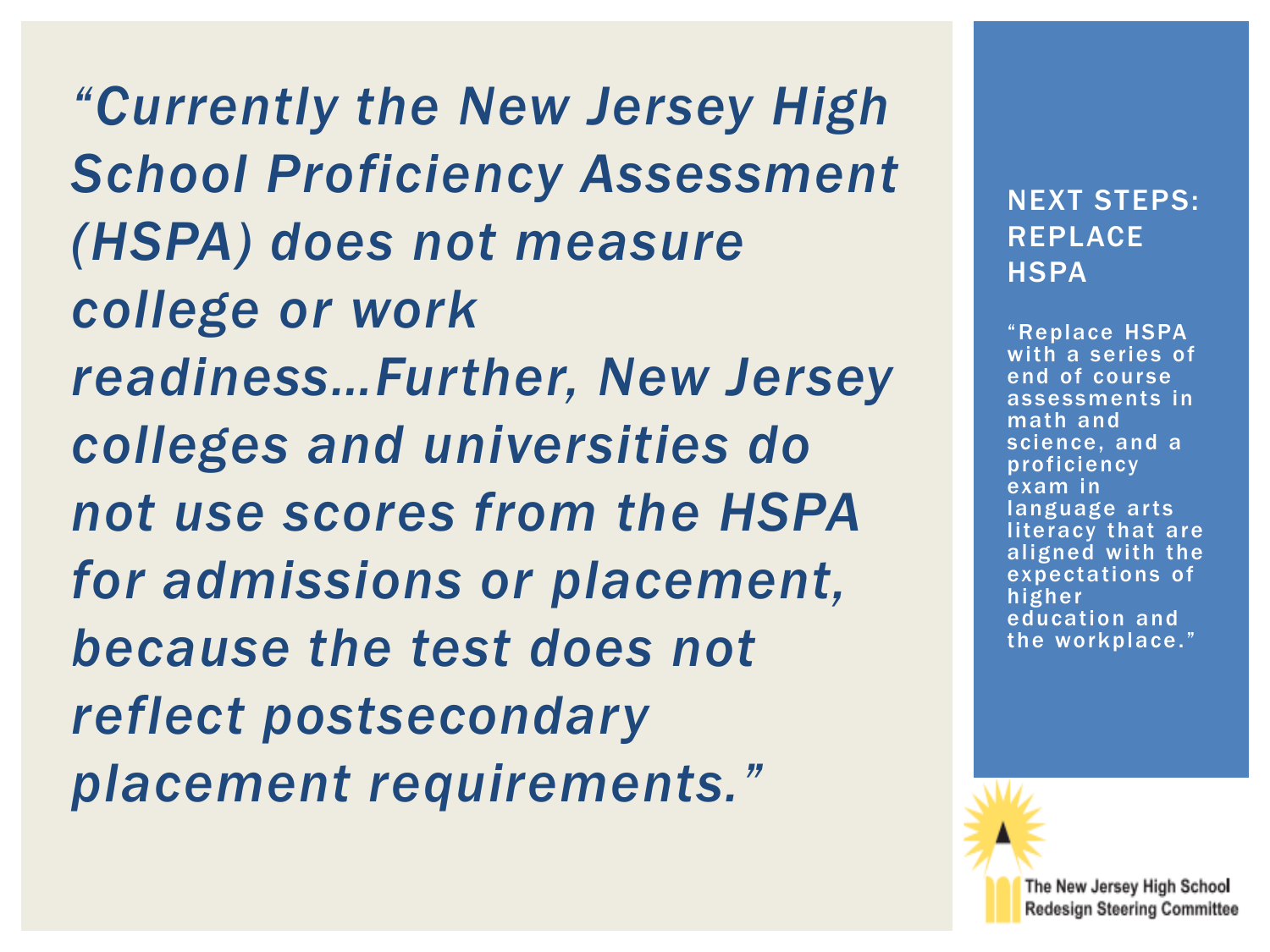*"Currently the New Jersey High School Proficiency Assessment (HSPA) does not measure college or work readiness…Further, New Jersey colleges and universities do not use scores from the HSPA for admissions or placement, because the test does not reflect postsecondary placement requirements."*

## NEXT STEPS: REPLACE HSPA

"Replace HSPA with a series of end of course assessments in math and science, and a proficiency exam in language arts literacy that are aligned with the expectations of higher education and the workplace."

The New Jersey High School Redesign Steering Committee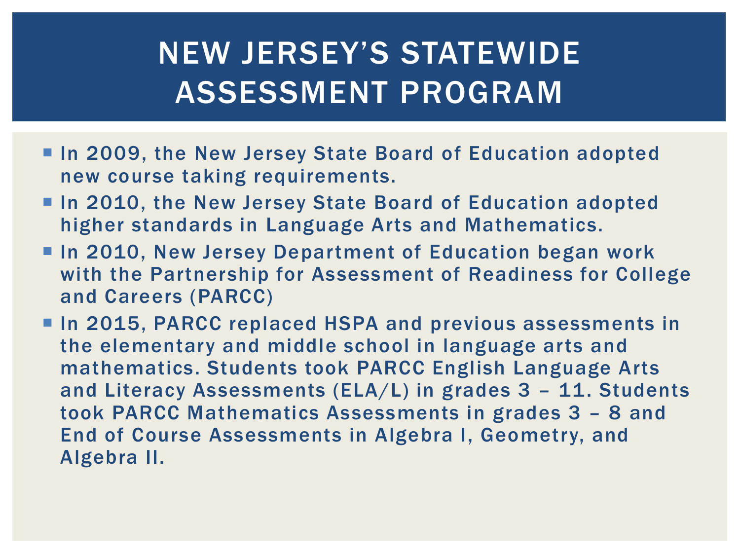# NEW JERSEY'S STATEWIDE ASSESSMENT PROGRAM

- In 2009, the New Jersey State Board of Education adopted new course taking requirements.
- In 2010, the New Jersey State Board of Education adopted higher standards in Language Arts and Mathematics.
- In 2010, New Jersey Department of Education began work with the Partnership for Assessment of Readiness for College and Careers (PARCC)
- In 2015, PARCC replaced HSPA and previous assessments in the elementary and middle school in language arts and mathematics. Students took PARCC English Language Arts and Literacy Assessments (ELA/L) in grades 3 – 11. Students took PARCC Mathematics Assessments in grades 3 – 8 and End of Course Assessments in Algebra I, Geometry, and Algebra II.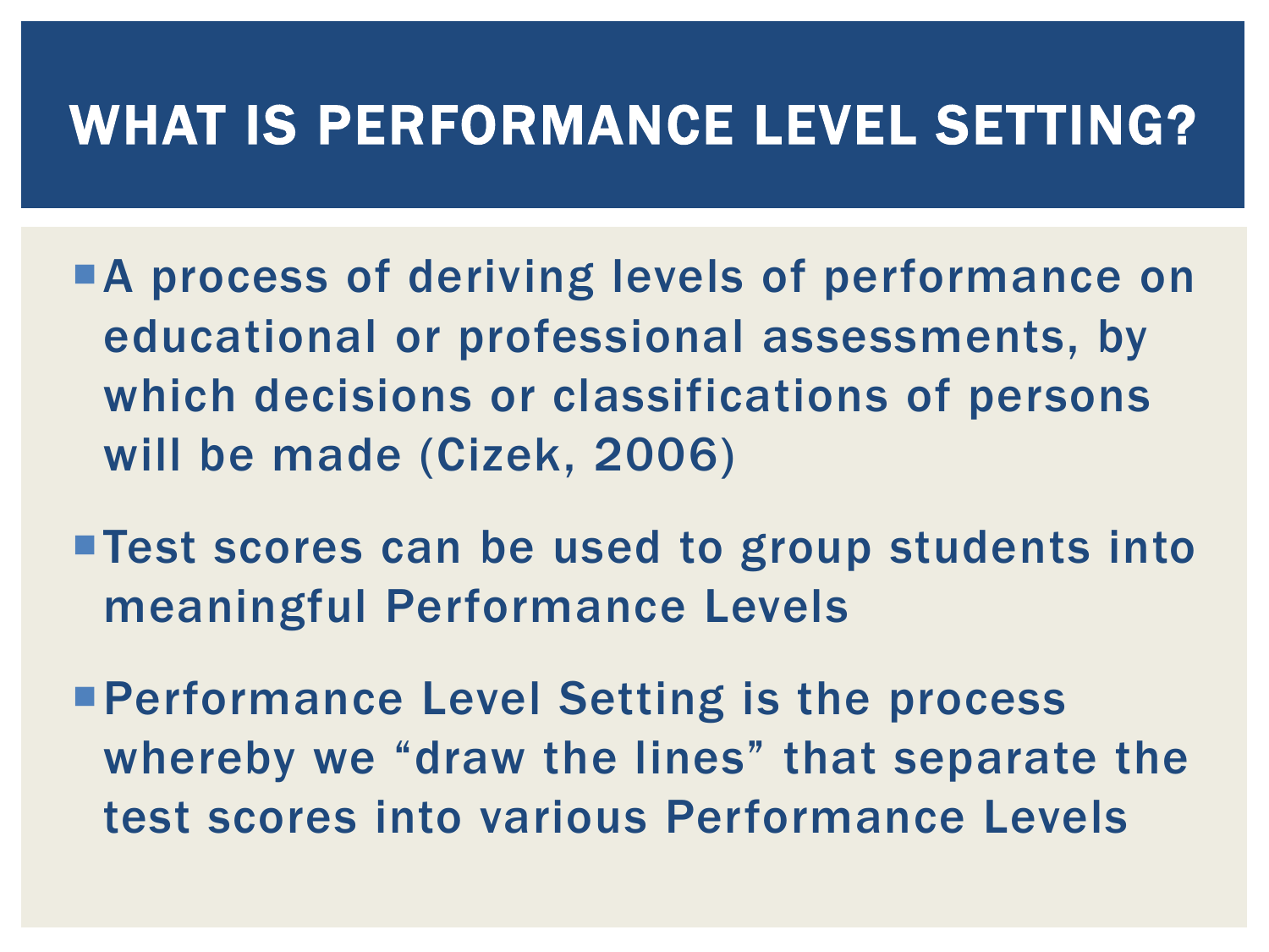# WHAT IS PERFORMANCE LEVEL SETTING?

- A process of deriving levels of performance on educational or professional assessments, by which decisions or classifications of persons will be made (Cizek, 2006)
- Test scores can be used to group students into meaningful Performance Levels
- Performance Level Setting is the process whereby we "draw the lines" that separate the test scores into various Performance Levels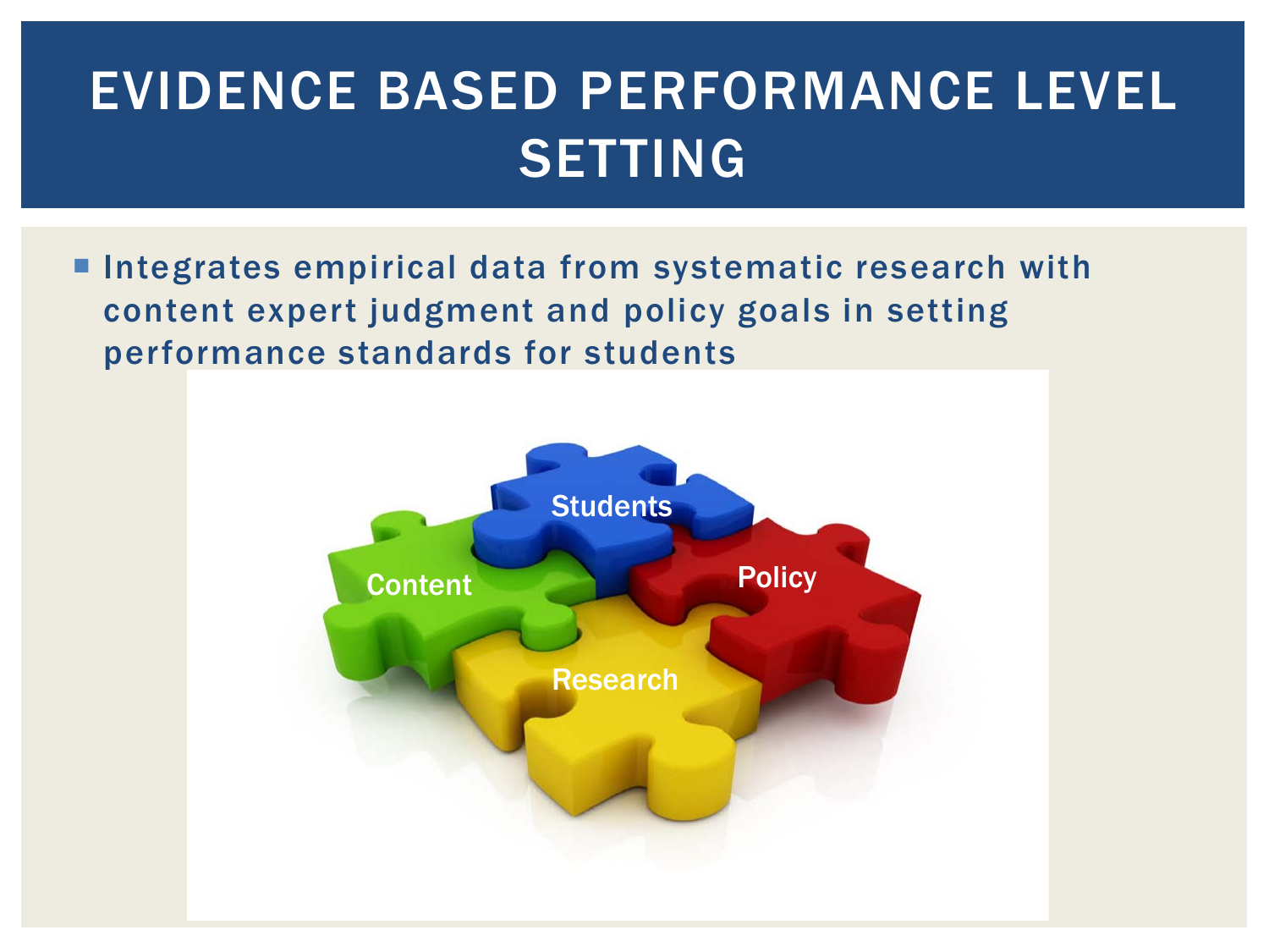# EVIDENCE BASED PERFORMANCE LEVEL SETTING

- Integrates empirical data from systematic research with content expert judgment and policy goals in setting performance standards for students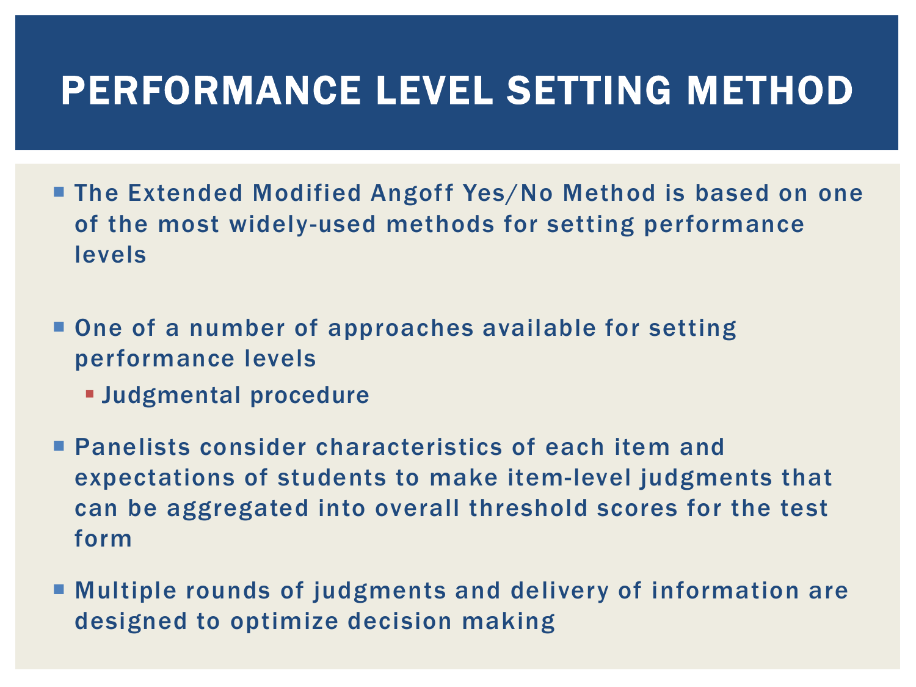# PERFORMANCE LEVEL SETTING METHOD

- The Extended Modified Angoff Yes/No Method is based on one of the most widely-used methods for setting performance levels
- One of a number of approaches available for setting performance levels
  - Judgmental procedure
- Panelists consider characteristics of each item and expectations of students to make item-level judgments that can be aggregated into overall threshold scores for the test form
- Multiple rounds of judgments and delivery of information are designed to optimize decision making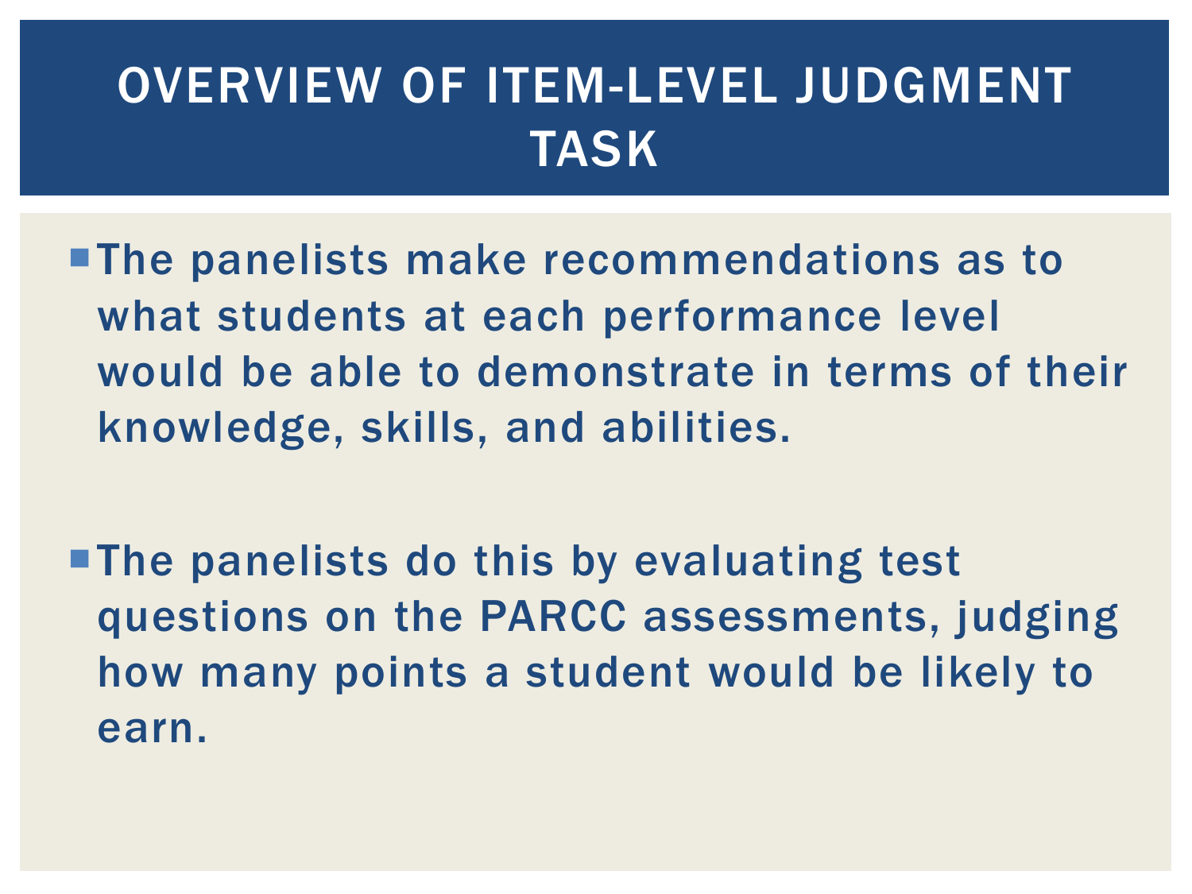# OVERVIEW OF ITEM-LEVEL JUDGMENT TASK

- The panelists make recommendations as to what students at each performance level would be able to demonstrate in terms of their knowledge, skills, and abilities.

- The panelists do this by evaluating test questions on the PARCC assessments, judging how many points a student would be likely to earn.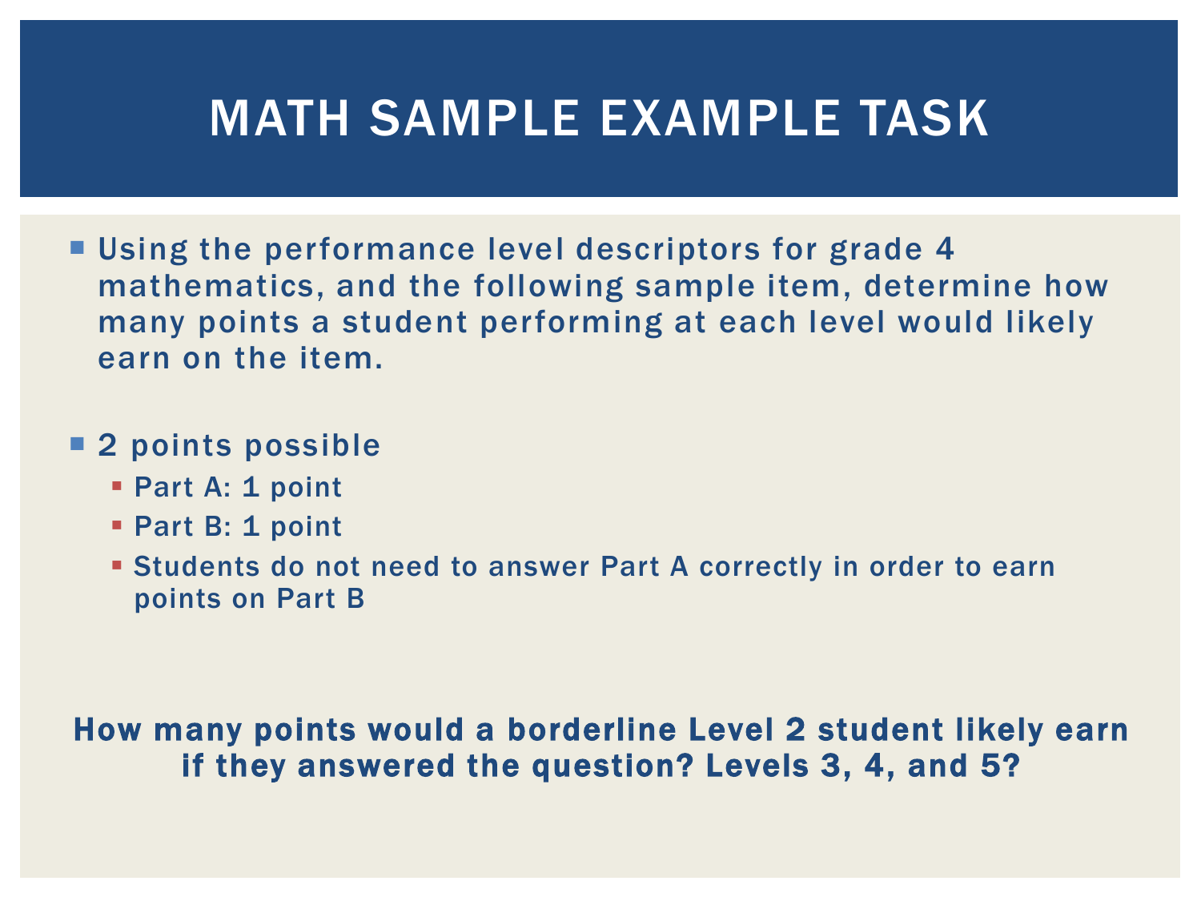# MATH SAMPLE EXAMPLE TASK

- Using the performance level descriptors for grade 4 mathematics, and the following sample item, determine how many points a student performing at each level would likely earn on the item.

- 2 points possible
  - Part A: 1 point
  - Part B: 1 point
  - Students do not need to answer Part A correctly in order to earn points on Part B

**How many points would a borderline Level 2 student likely earn if they answered the question? Levels 3, 4, and 5?**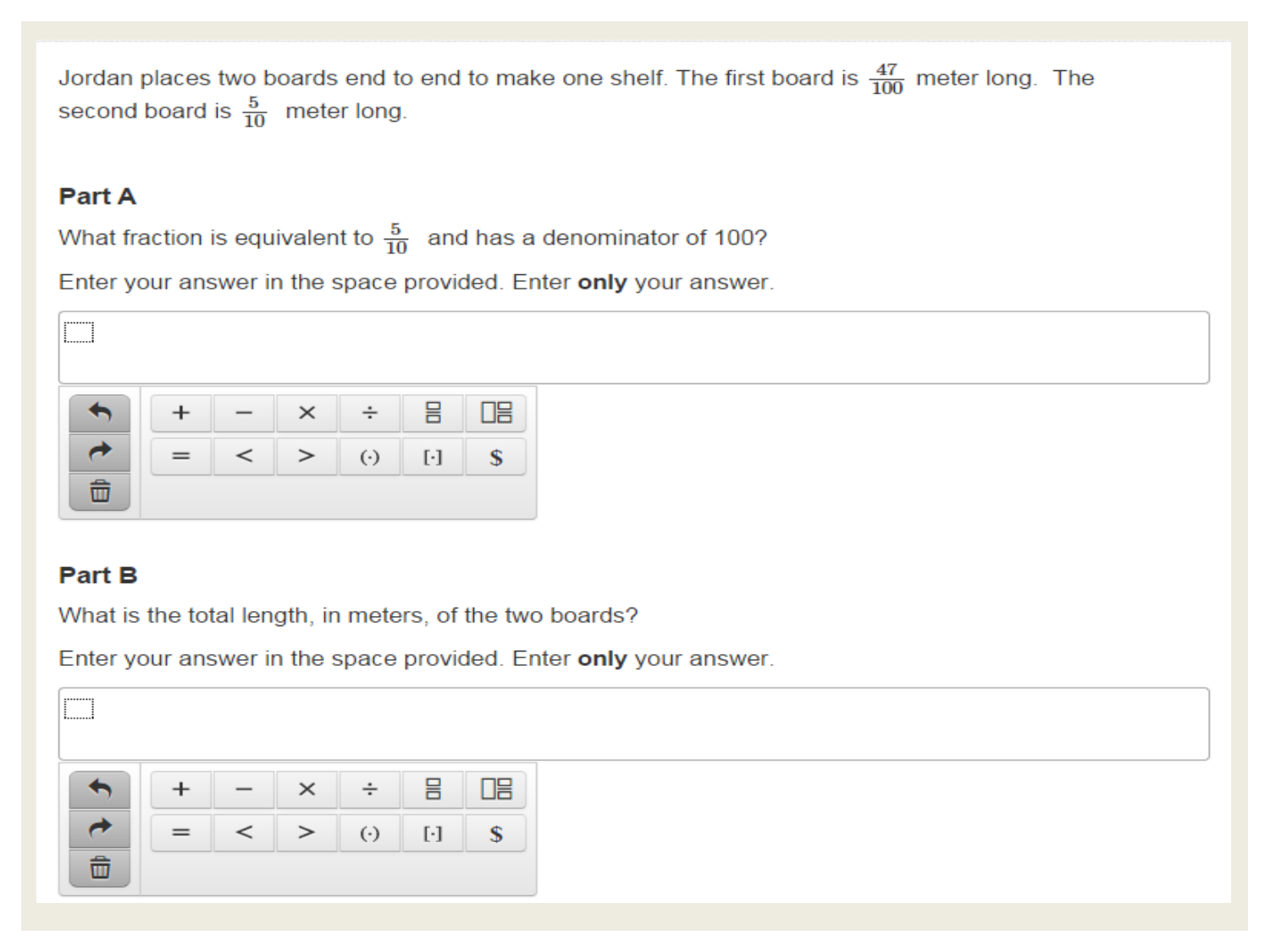Jordan places two boards end to end to make one shelf. The first board is $\frac{47}{100}$ meter long. The second board is $\frac{5}{10}$ meter long.

**Part A**

What fraction is equivalent to $\frac{5}{10}$ and has a denominator of 100?

Enter your answer in the space provided. Enter **only** your answer.

**Part B**

What is the total length, in meters, of the two boards?

Enter your answer in the space provided. Enter **only** your answer.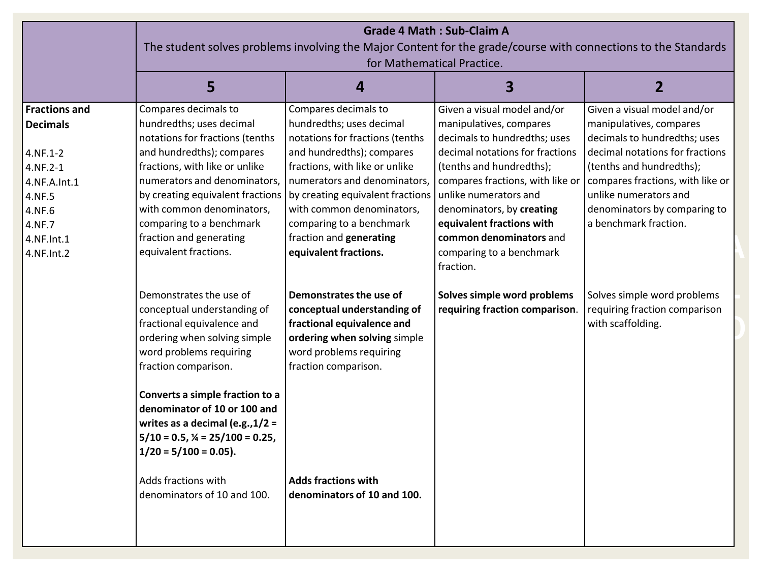| | Grade 4 Math : Sub-Claim A<br>The student solves problems involving the Major Content for the grade/course with connections to the Standards for Mathematical Practice. | | | |
|---|---|---|---|---|
| | **5** | **4** | **3** | **2** |
| **Fractions and Decimals**<br><br>4.NF.1-2<br>4.NF.2-1<br>4.NF.A.Int.1<br>4.NF.5<br>4.NF.6<br>4.NF.7<br>4.NF.Int.1<br>4.NF.Int.2 | Compares decimals to hundredths; uses decimal notations for fractions (tenths and hundredths); compares fractions, with like or unlike numerators and denominators, by creating equivalent fractions with common denominators, comparing to a benchmark fraction and generating equivalent fractions.<br><br>Demonstrates the use of conceptual understanding of fractional equivalence and ordering when solving simple word problems requiring fraction comparison.<br><br>**Converts a simple fraction to a denominator of 10 or 100 and writes as a decimal (e.g.,1/2 = 5/10 = 0.5, ¼ = 25/100 = 0.25, 1/20 = 5/100 = 0.05).**<br><br>Adds fractions with denominators of 10 and 100. | Compares decimals to hundredths; uses decimal notations for fractions (tenths and hundredths); compares fractions, with like or unlike numerators and denominators, by creating equivalent fractions with common denominators, comparing to a benchmark fraction and **generating equivalent fractions.**<br><br>**Demonstrates the use of conceptual understanding of fractional equivalence and ordering when solving** simple word problems requiring fraction comparison.<br><br>**Adds fractions with denominators of 10 and 100.** | Given a visual model and/or manipulatives, compares decimals to hundredths; uses decimal notations for fractions (tenths and hundredths); compares fractions, with like or unlike numerators and denominators, by **creating equivalent fractions with common denominators** and comparing to a benchmark fraction.<br><br>**Solves simple word problems requiring fraction comparison**. | Given a visual model and/or manipulatives, compares decimals to hundredths; uses decimal notations for fractions (tenths and hundredths); compares fractions, with like or unlike numerators and denominators by comparing to a benchmark fraction.<br><br>Solves simple word problems requiring fraction comparison with scaffolding. |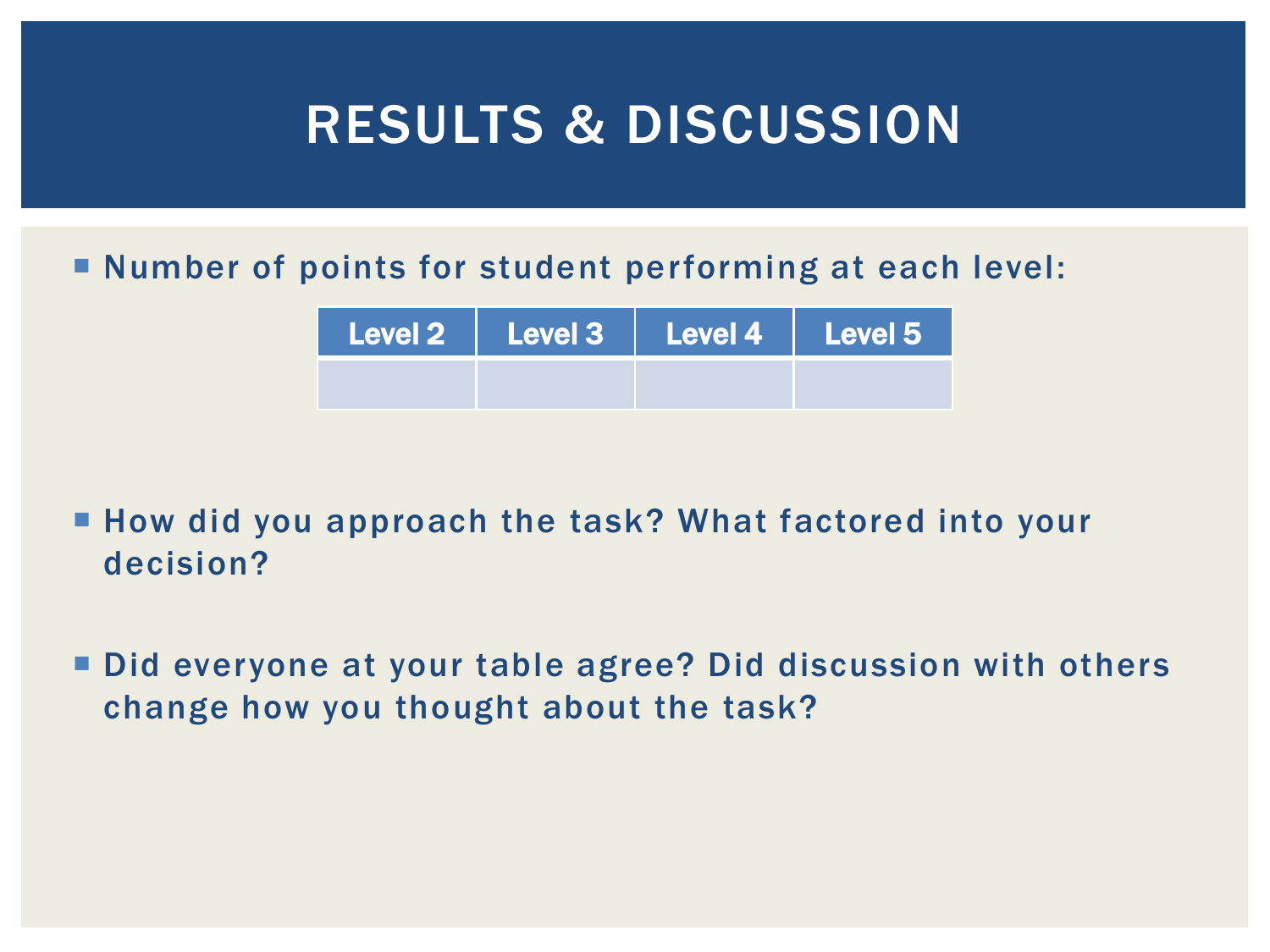# RESULTS & DISCUSSION

- Number of points for student performing at each level:

| Level 2 | Level 3 | Level 4 | Level 5 |
| --- | --- | --- | --- |
| | | | |

- How did you approach the task? What factored into your decision?

- Did everyone at your table agree? Did discussion with others change how you thought about the task?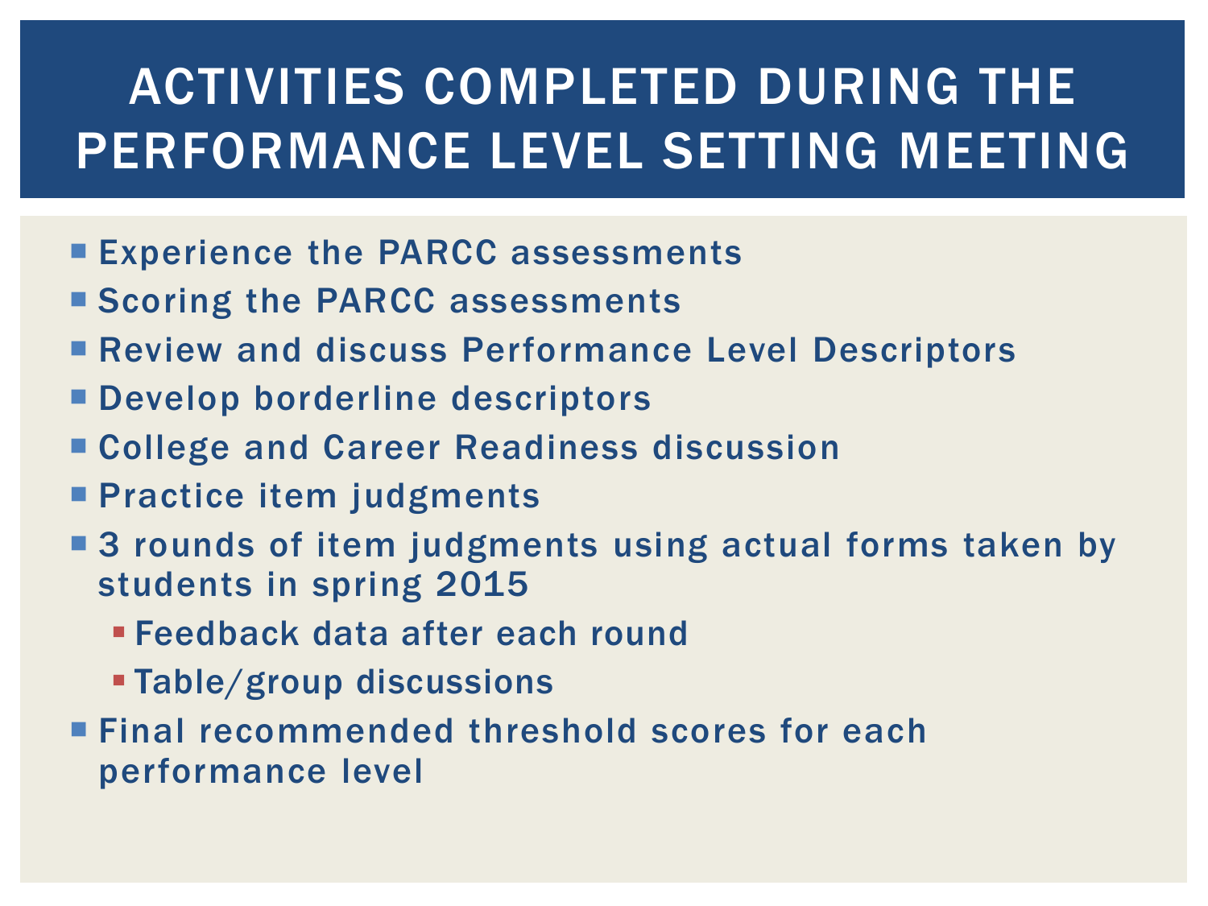# ACTIVITIES COMPLETED DURING THE PERFORMANCE LEVEL SETTING MEETING

- Experience the PARCC assessments
- Scoring the PARCC assessments
- Review and discuss Performance Level Descriptors
- Develop borderline descriptors
- College and Career Readiness discussion
- Practice item judgments
- 3 rounds of item judgments using actual forms taken by students in spring 2015
  - Feedback data after each round
  - Table/group discussions
- Final recommended threshold scores for each performance level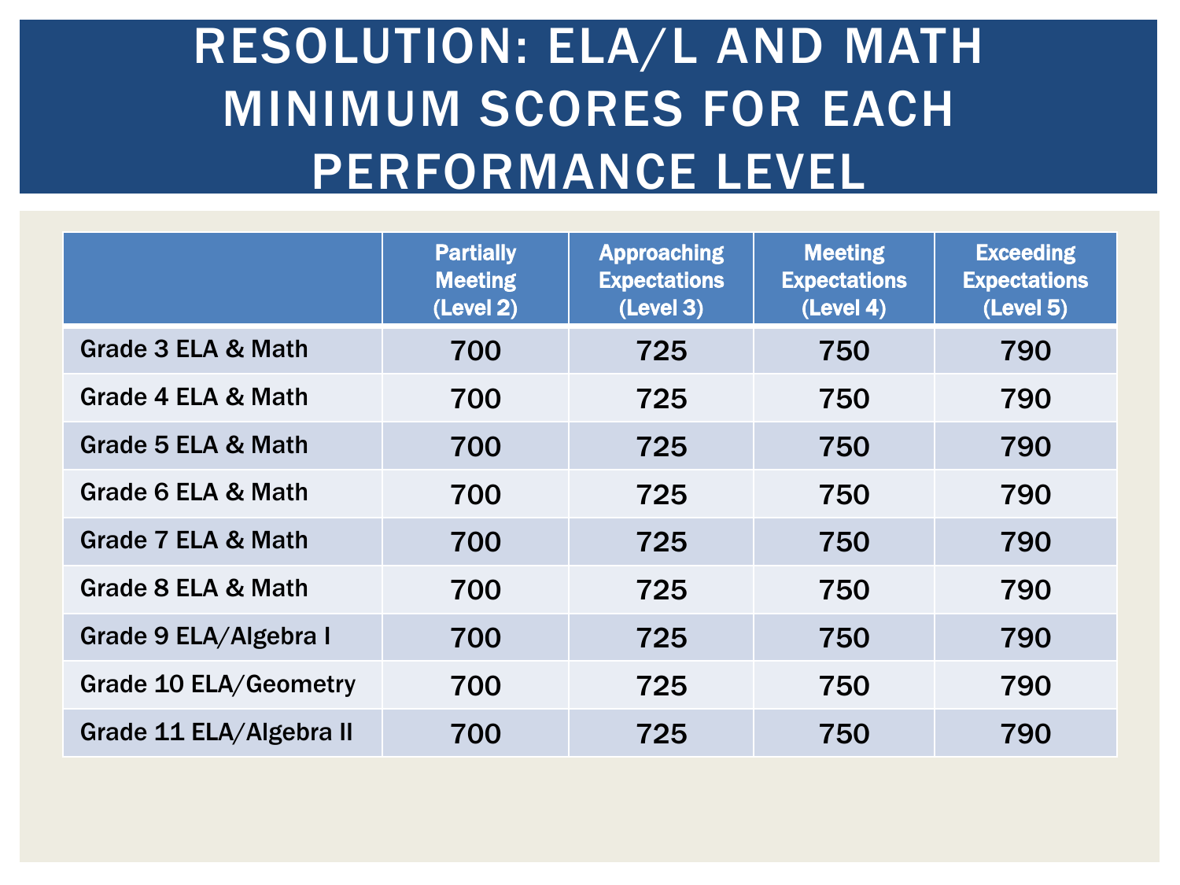# RESOLUTION: ELA/L AND MATH MINIMUM SCORES FOR EACH PERFORMANCE LEVEL

| | Partially Meeting (Level 2) | Approaching Expectations (Level 3) | Meeting Expectations (Level 4) | Exceeding Expectations (Level 5) |
|---|---|---|---|---|
| Grade 3 ELA & Math | 700 | 725 | 750 | 790 |
| Grade 4 ELA & Math | 700 | 725 | 750 | 790 |
| Grade 5 ELA & Math | 700 | 725 | 750 | 790 |
| Grade 6 ELA & Math | 700 | 725 | 750 | 790 |
| Grade 7 ELA & Math | 700 | 725 | 750 | 790 |
| Grade 8 ELA & Math | 700 | 725 | 750 | 790 |
| Grade 9 ELA/Algebra I | 700 | 725 | 750 | 790 |
| Grade 10 ELA/Geometry | 700 | 725 | 750 | 790 |
| Grade 11 ELA/Algebra II | 700 | 725 | 750 | 790 |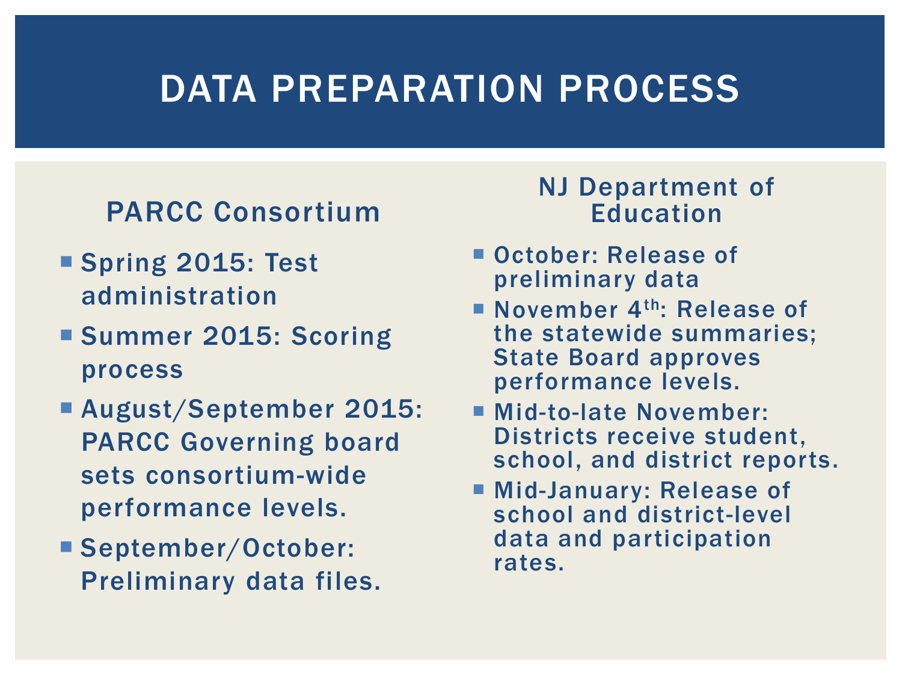# DATA PREPARATION PROCESS

## PARCC Consortium

- Spring 2015: Test administration
- Summer 2015: Scoring process
- August/September 2015: PARCC Governing board sets consortium-wide performance levels.
- September/October: Preliminary data files.

## NJ Department of Education

- October: Release of preliminary data
- November 4th: Release of the statewide summaries; State Board approves performance levels.
- Mid-to-late November: Districts receive student, school, and district reports.
- Mid-January: Release of school and district-level data and participation rates.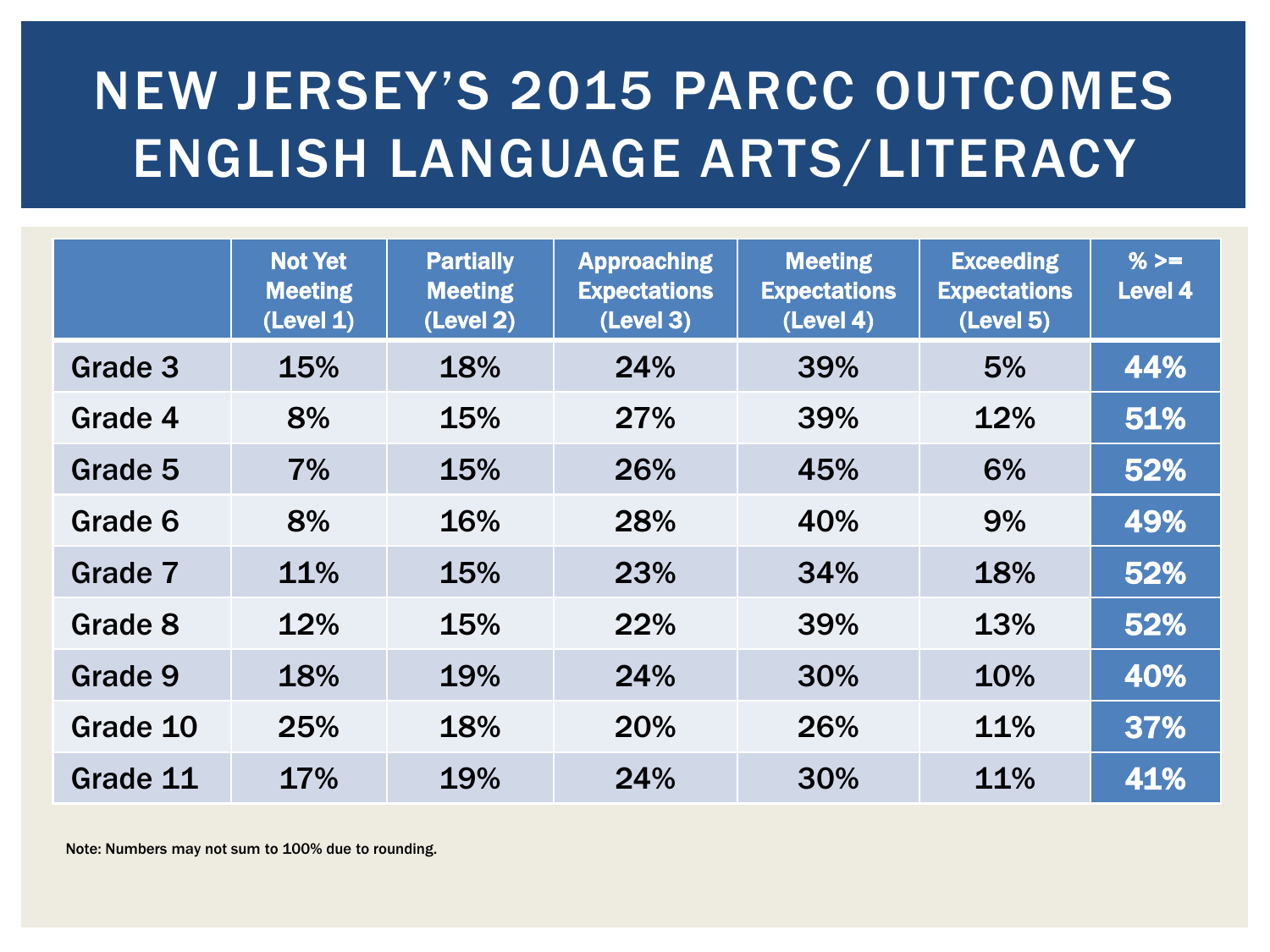# NEW JERSEY'S 2015 PARCC OUTCOMES ENGLISH LANGUAGE ARTS/LITERACY

| | Not Yet Meeting (Level 1) | Partially Meeting (Level 2) | Approaching Expectations (Level 3) | Meeting Expectations (Level 4) | Exceeding Expectations (Level 5) | % >= Level 4 |
|---|---|---|---|---|---|---|
| Grade 3 | 15% | 18% | 24% | 39% | 5% | 44% |
| Grade 4 | 8% | 15% | 27% | 39% | 12% | 51% |
| Grade 5 | 7% | 15% | 26% | 45% | 6% | 52% |
| Grade 6 | 8% | 16% | 28% | 40% | 9% | 49% |
| Grade 7 | 11% | 15% | 23% | 34% | 18% | 52% |
| Grade 8 | 12% | 15% | 22% | 39% | 13% | 52% |
| Grade 9 | 18% | 19% | 24% | 30% | 10% | 40% |
| Grade 10 | 25% | 18% | 20% | 26% | 11% | 37% |
| Grade 11 | 17% | 19% | 24% | 30% | 11% | 41% |

Note: Numbers may not sum to 100% due to rounding.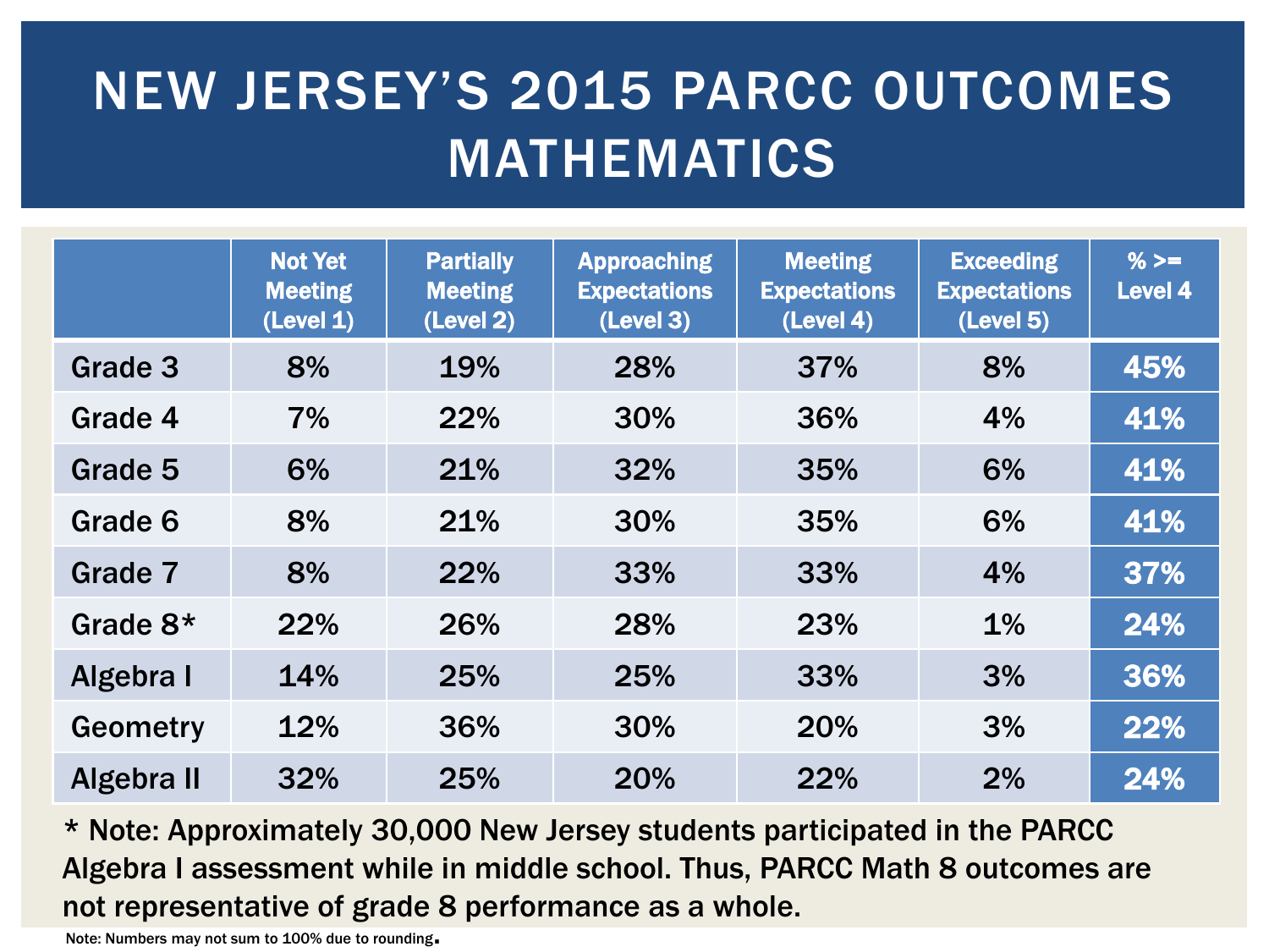# NEW JERSEY'S 2015 PARCC OUTCOMES MATHEMATICS

| | Not Yet Meeting (Level 1) | Partially Meeting (Level 2) | Approaching Expectations (Level 3) | Meeting Expectations (Level 4) | Exceeding Expectations (Level 5) | % >= Level 4 |
|---|---|---|---|---|---|---|
| Grade 3 | 8% | 19% | 28% | 37% | 8% | 45% |
| Grade 4 | 7% | 22% | 30% | 36% | 4% | 41% |
| Grade 5 | 6% | 21% | 32% | 35% | 6% | 41% |
| Grade 6 | 8% | 21% | 30% | 35% | 6% | 41% |
| Grade 7 | 8% | 22% | 33% | 33% | 4% | 37% |
| Grade 8* | 22% | 26% | 28% | 23% | 1% | 24% |
| Algebra I | 14% | 25% | 25% | 33% | 3% | 36% |
| Geometry | 12% | 36% | 30% | 20% | 3% | 22% |
| Algebra II | 32% | 25% | 20% | 22% | 2% | 24% |

* Note: Approximately 30,000 New Jersey students participated in the PARCC Algebra I assessment while in middle school. Thus, PARCC Math 8 outcomes are not representative of grade 8 performance as a whole.

Note: Numbers may not sum to 100% due to rounding.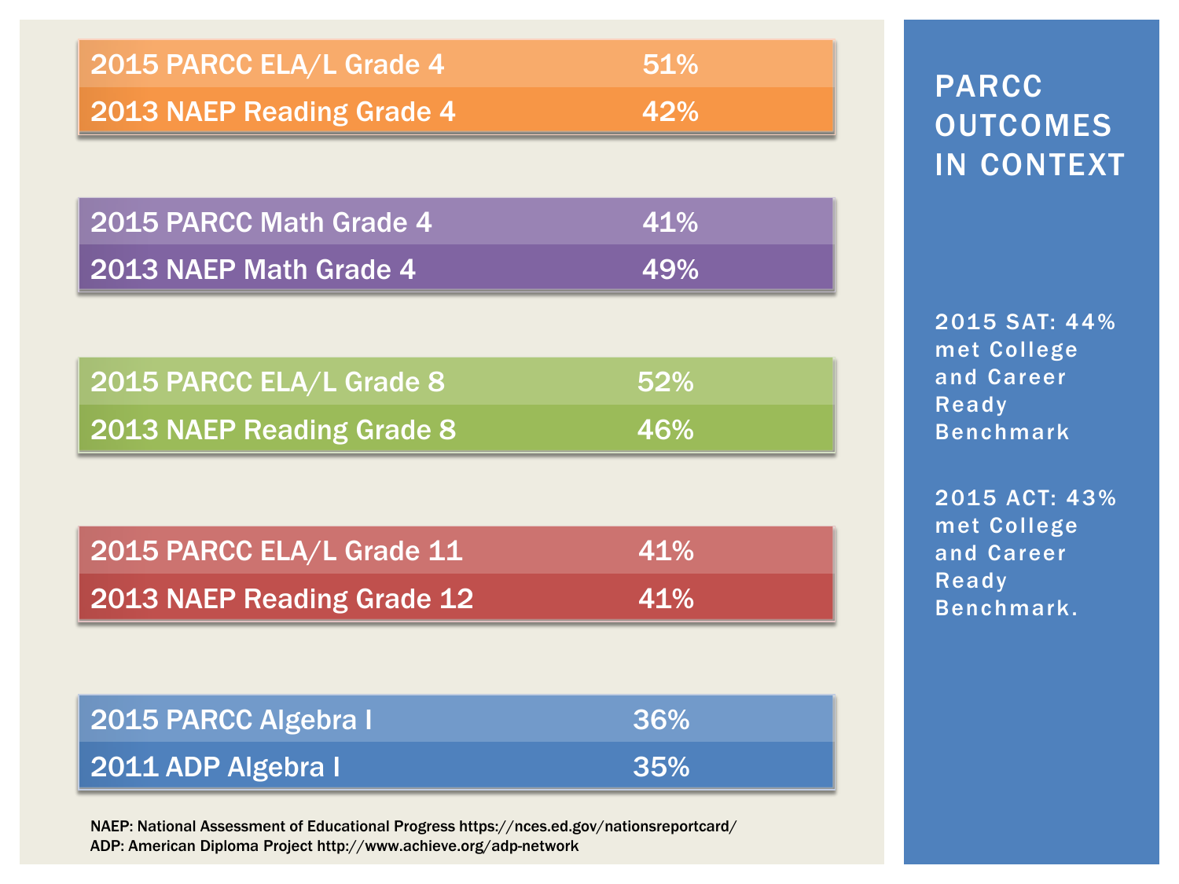# PARCC OUTCOMES IN CONTEXT

| Assessment | Percent |
|---|---|
| 2015 PARCC ELA/L Grade 4 | 51% |
| 2013 NAEP Reading Grade 4 | 42% |

| Assessment | Percent |
|---|---|
| 2015 PARCC Math Grade 4 | 41% |
| 2013 NAEP Math Grade 4 | 49% |

| Assessment | Percent |
|---|---|
| 2015 PARCC ELA/L Grade 8 | 52% |
| 2013 NAEP Reading Grade 8 | 46% |

| Assessment | Percent |
|---|---|
| 2015 PARCC ELA/L Grade 11 | 41% |
| 2013 NAEP Reading Grade 12 | 41% |

| Assessment | Percent |
|---|---|
| 2015 PARCC Algebra I | 36% |
| 2011 ADP Algebra I | 35% |

2015 SAT: 44% met College and Career Ready Benchmark

2015 ACT: 43% met College and Career Ready Benchmark.

NAEP: National Assessment of Educational Progress https://nces.ed.gov/nationsreportcard/
ADP: American Diploma Project http://www.achieve.org/adp-network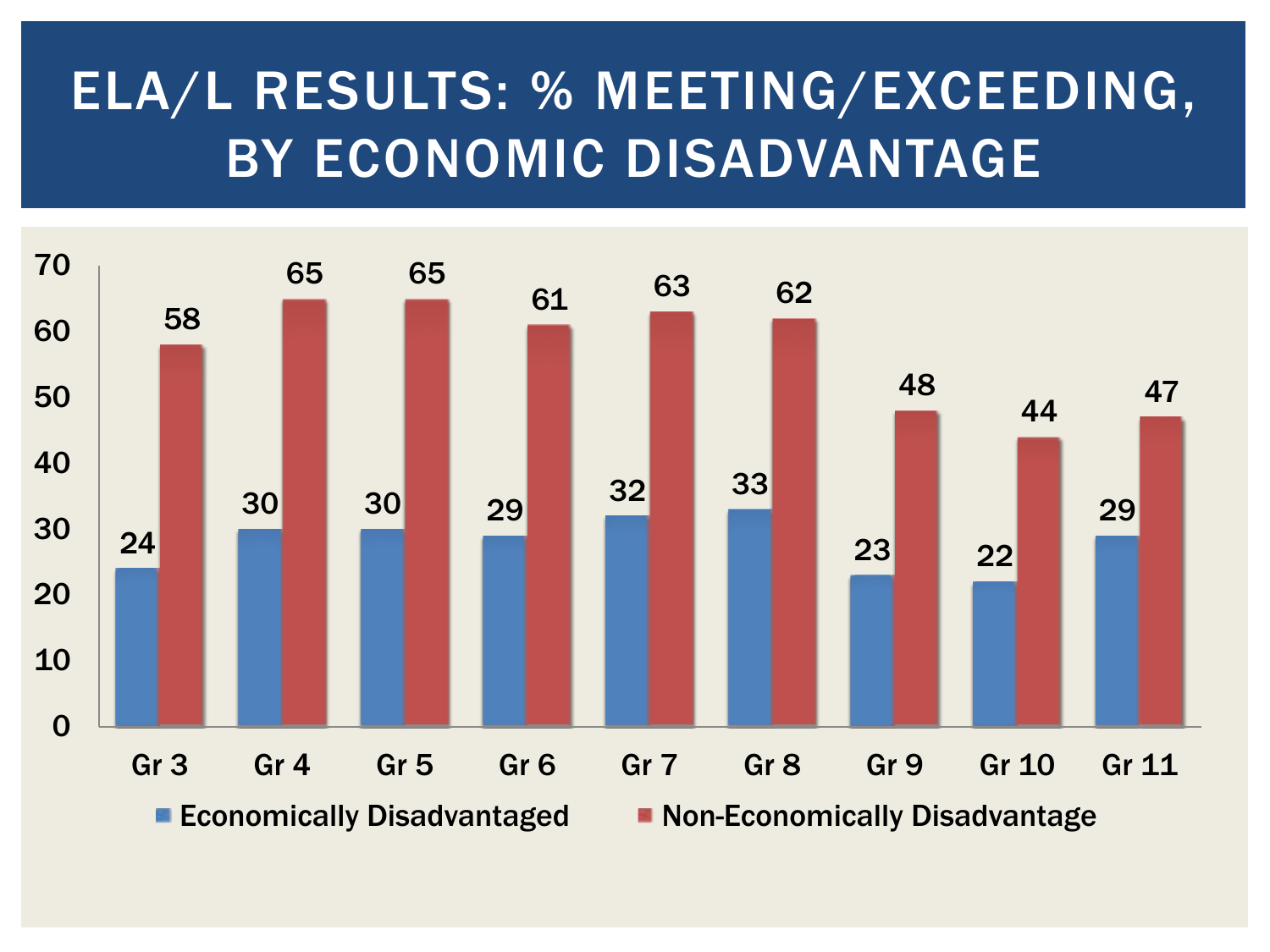# ELA/L RESULTS: % MEETING/EXCEEDING, BY ECONOMIC DISADVANTAGE

| Grade | Economically Disadvantaged | Non-Economically Disadvantage |
|---|---|---|
| Gr 3 | 24 | 58 |
| Gr 4 | 30 | 65 |
| Gr 5 | 30 | 65 |
| Gr 6 | 29 | 61 |
| Gr 7 | 32 | 63 |
| Gr 8 | 33 | 62 |
| Gr 9 | 23 | 48 |
| Gr 10 | 22 | 44 |
| Gr 11 | 29 | 47 |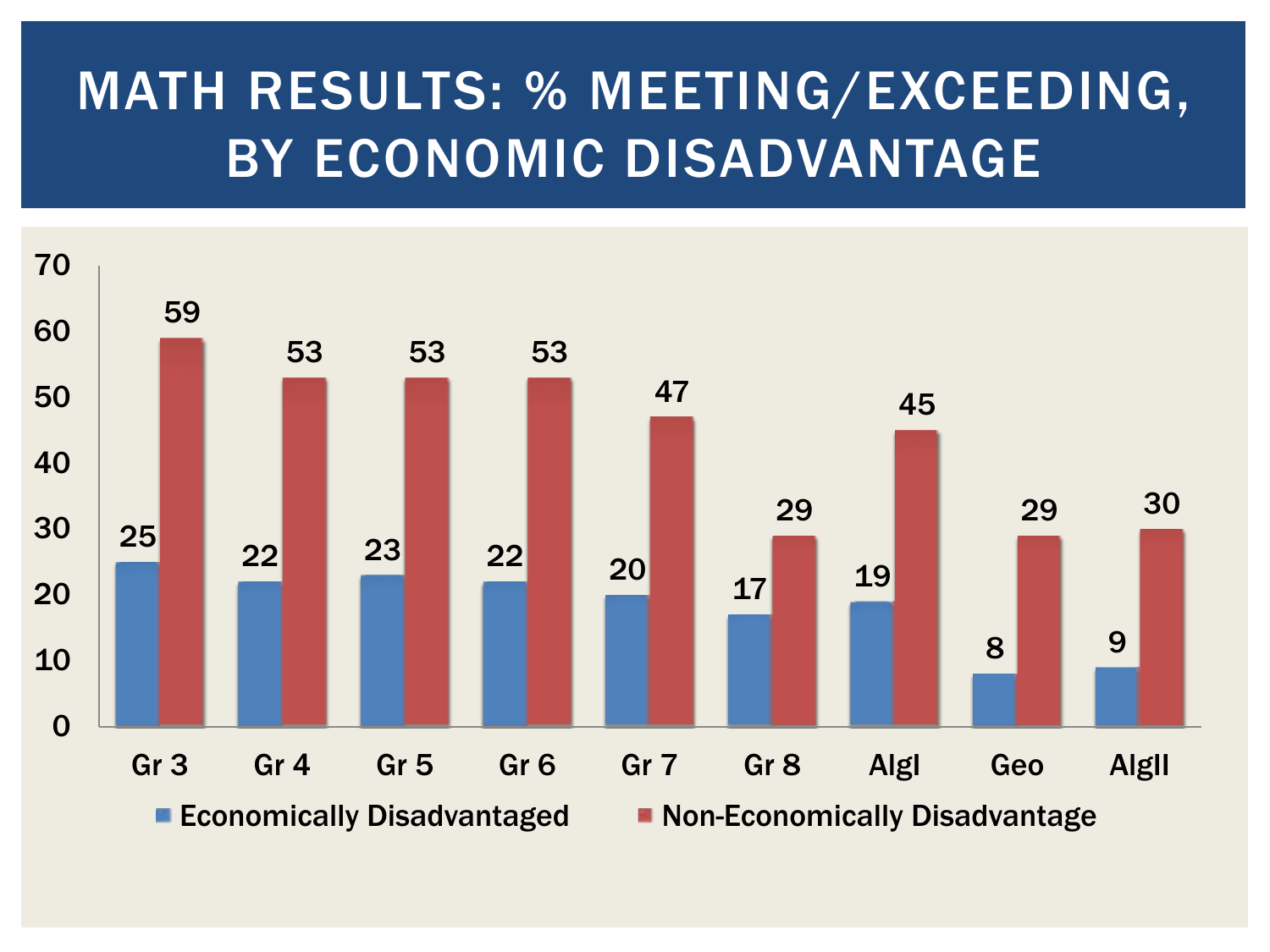# MATH RESULTS: % MEETING/EXCEEDING, BY ECONOMIC DISADVANTAGE

| | Gr 3 | Gr 4 | Gr 5 | Gr 6 | Gr 7 | Gr 8 | AlgI | Geo | AlgII |
|---|---|---|---|---|---|---|---|---|---|
| Economically Disadvantaged | 25 | 22 | 23 | 22 | 20 | 17 | 19 | 8 | 9 |
| Non-Economically Disadvantage | 59 | 53 | 53 | 53 | 47 | 29 | 45 | 29 | 30 |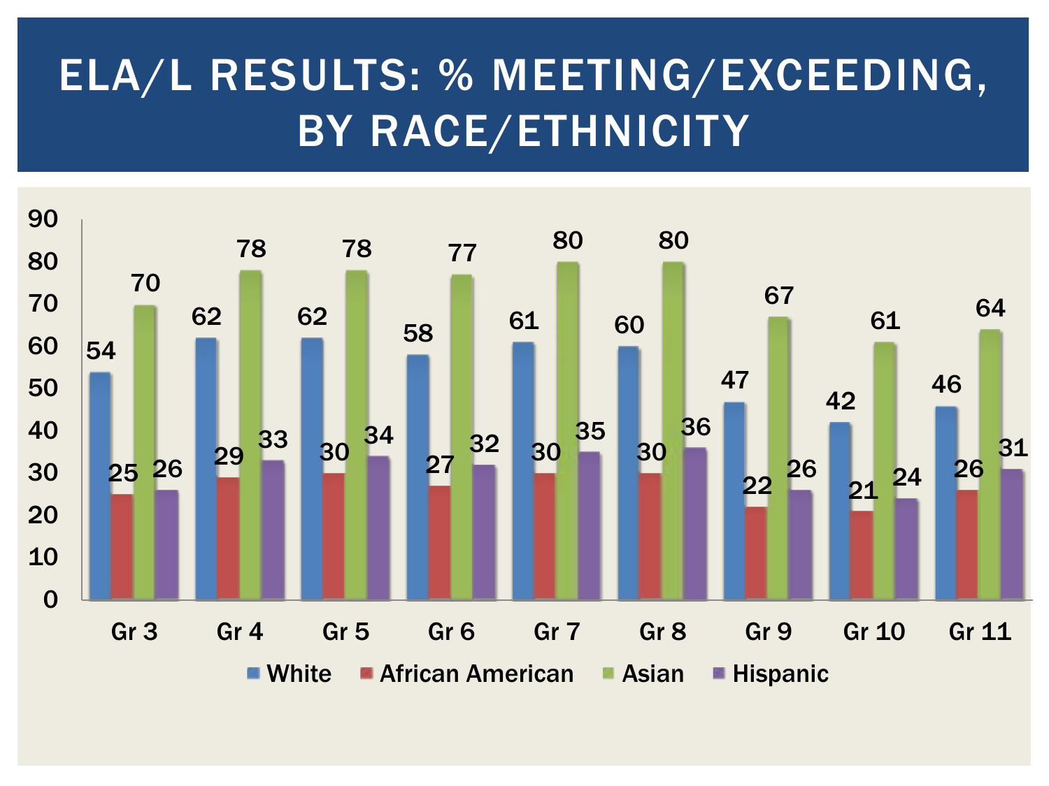# ELA/L RESULTS: % MEETING/EXCEEDING, BY RACE/ETHNICITY

| Grade | White | African American | Asian | Hispanic |
|---|---|---|---|---|
| Gr 3 | 54 | 25 | 70 | 26 |
| Gr 4 | 62 | 29 | 78 | 33 |
| Gr 5 | 62 | 30 | 78 | 34 |
| Gr 6 | 58 | 27 | 77 | 32 |
| Gr 7 | 61 | 30 | 80 | 35 |
| Gr 8 | 60 | 30 | 80 | 36 |
| Gr 9 | 47 | 22 | 67 | 26 |
| Gr 10 | 42 | 21 | 61 | 24 |
| Gr 11 | 46 | 26 | 64 | 31 |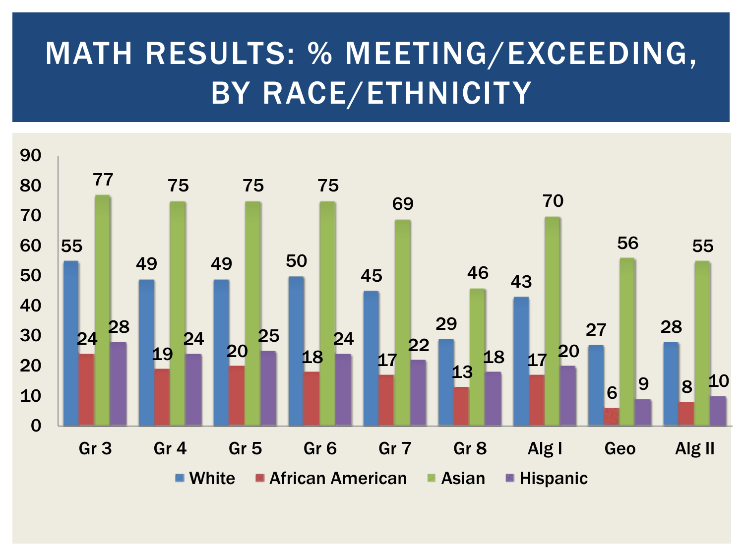# MATH RESULTS: % MEETING/EXCEEDING, BY RACE/ETHNICITY

90
80
70
60
50
40
30
20
10
0

55 24 77 28
49 19 75 24
49 20 75 25
50 18 75 24
45 17 69 22
29 13 46 18
43 17 70 20
27 6 56 9
28 8 55 10

Gr 3 Gr 4 Gr 5 Gr 6 Gr 7 Gr 8 Alg I Geo Alg II

White African American Asian Hispanic